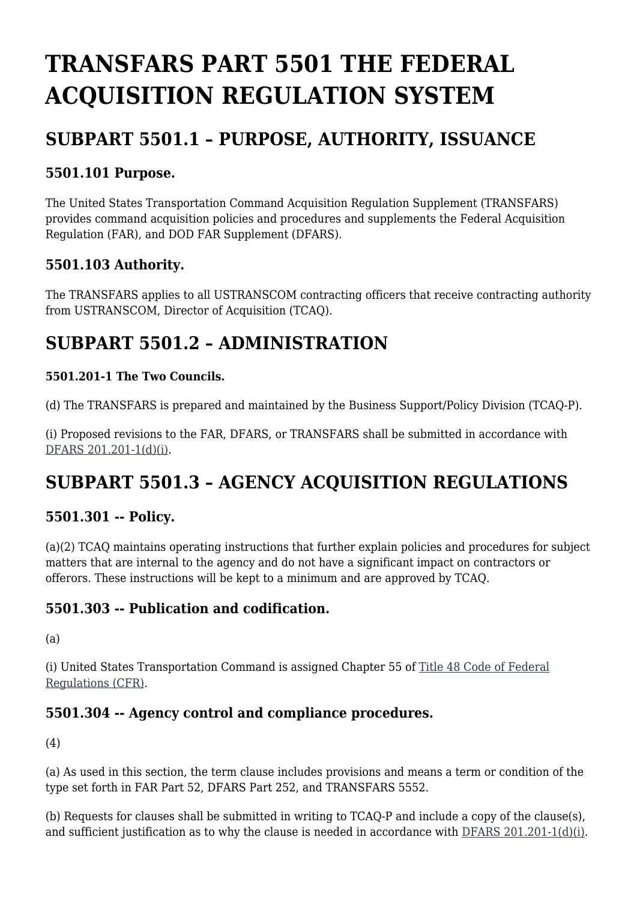# TRANSFARS PART 5501 THE FEDERAL ACQUISITION REGULATION SYSTEM

## SUBPART 5501.1 – PURPOSE, AUTHORITY, ISSUANCE

### 5501.101 Purpose.

The United States Transportation Command Acquisition Regulation Supplement (TRANSFARS) provides command acquisition policies and procedures and supplements the Federal Acquisition Regulation (FAR), and DOD FAR Supplement (DFARS).

### 5501.103 Authority.

The TRANSFARS applies to all USTRANSCOM contracting officers that receive contracting authority from USTRANSCOM, Director of Acquisition (TCAQ).

## SUBPART 5501.2 – ADMINISTRATION

#### 5501.201-1 The Two Councils.

(d) The TRANSFARS is prepared and maintained by the Business Support/Policy Division (TCAQ-P).

(i) Proposed revisions to the FAR, DFARS, or TRANSFARS shall be submitted in accordance with DFARS 201.201-1(d)(i).

## SUBPART 5501.3 – AGENCY ACQUISITION REGULATIONS

### 5501.301 -- Policy.

(a)(2) TCAQ maintains operating instructions that further explain policies and procedures for subject matters that are internal to the agency and do not have a significant impact on contractors or offerors. These instructions will be kept to a minimum and are approved by TCAQ.

### 5501.303 -- Publication and codification.

(a)

(i) United States Transportation Command is assigned Chapter 55 of Title 48 Code of Federal Regulations (CFR).

### 5501.304 -- Agency control and compliance procedures.

(4)

(a) As used in this section, the term clause includes provisions and means a term or condition of the type set forth in FAR Part 52, DFARS Part 252, and TRANSFARS 5552.

(b) Requests for clauses shall be submitted in writing to TCAQ-P and include a copy of the clause(s), and sufficient justification as to why the clause is needed in accordance with DFARS 201.201-1(d)(i).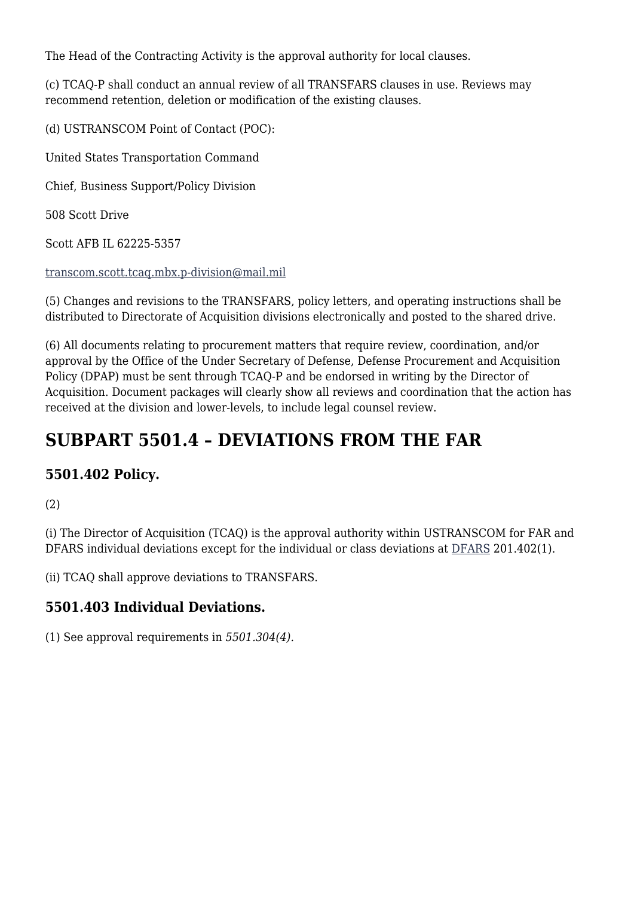The Head of the Contracting Activity is the approval authority for local clauses.

(c) TCAQ-P shall conduct an annual review of all TRANSFARS clauses in use. Reviews may recommend retention, deletion or modification of the existing clauses.

(d) USTRANSCOM Point of Contact (POC):

United States Transportation Command

Chief, Business Support/Policy Division

508 Scott Drive

Scott AFB IL 62225-5357

transcom.scott.tcaq.mbx.p-division@mail.mil

(5) Changes and revisions to the TRANSFARS, policy letters, and operating instructions shall be distributed to Directorate of Acquisition divisions electronically and posted to the shared drive.

(6) All documents relating to procurement matters that require review, coordination, and/or approval by the Office of the Under Secretary of Defense, Defense Procurement and Acquisition Policy (DPAP) must be sent through TCAQ-P and be endorsed in writing by the Director of Acquisition. Document packages will clearly show all reviews and coordination that the action has received at the division and lower-levels, to include legal counsel review.

# SUBPART 5501.4 – DEVIATIONS FROM THE FAR

## 5501.402 Policy.

(2)

(i) The Director of Acquisition (TCAQ) is the approval authority within USTRANSCOM for FAR and DFARS individual deviations except for the individual or class deviations at DFARS 201.402(1).

(ii) TCAQ shall approve deviations to TRANSFARS.

## 5501.403 Individual Deviations.

(1) See approval requirements in *5501.304(4).*